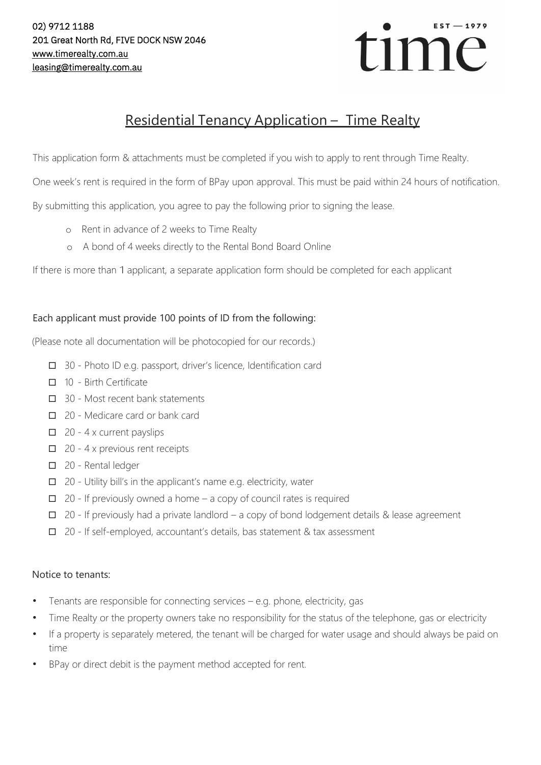02) 9712 1188
201 Great North Rd, FIVE DOCK NSW 2046
www.timerealty.com.au
leasing@timerealty.com.au

EST — 1979
time

# Residential Tenancy Application – Time Realty

This application form & attachments must be completed if you wish to apply to rent through Time Realty.

One week's rent is required in the form of BPay upon approval. This must be paid within 24 hours of notification.

By submitting this application, you agree to pay the following prior to signing the lease.

- Rent in advance of 2 weeks to Time Realty
- A bond of 4 weeks directly to the Rental Bond Board Online

If there is more than 1 applicant, a separate application form should be completed for each applicant

## Each applicant must provide 100 points of ID from the following:

(Please note all documentation will be photocopied for our records.)

- ☐ 30 - Photo ID e.g. passport, driver's licence, Identification card
- ☐ 10 - Birth Certificate
- ☐ 30 - Most recent bank statements
- ☐ 20 - Medicare card or bank card
- ☐ 20 - 4 x current payslips
- ☐ 20 - 4 x previous rent receipts
- ☐ 20 - Rental ledger
- ☐ 20 - Utility bill's in the applicant's name e.g. electricity, water
- ☐ 20 - If previously owned a home – a copy of council rates is required
- ☐ 20 - If previously had a private landlord – a copy of bond lodgement details & lease agreement
- ☐ 20 - If self-employed, accountant's details, bas statement & tax assessment

## Notice to tenants:

- Tenants are responsible for connecting services – e.g. phone, electricity, gas
- Time Realty or the property owners take no responsibility for the status of the telephone, gas or electricity
- If a property is separately metered, the tenant will be charged for water usage and should always be paid on time
- BPay or direct debit is the payment method accepted for rent.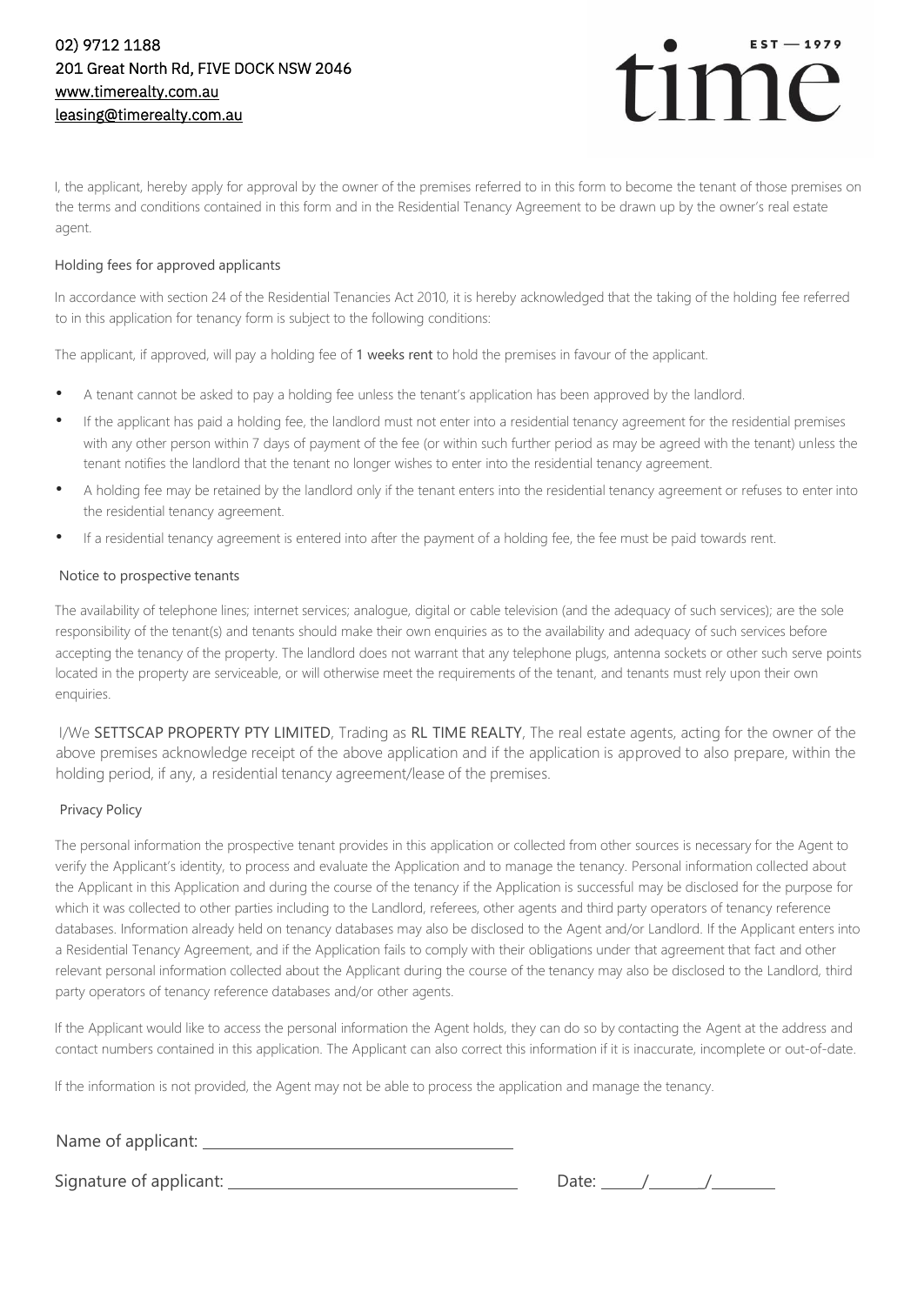02) 9712 1188
201 Great North Rd, FIVE DOCK NSW 2046
www.timerealty.com.au
leasing@timerealty.com.au

EST — 1979
time

I, the applicant, hereby apply for approval by the owner of the premises referred to in this form to become the tenant of those premises on the terms and conditions contained in this form and in the Residential Tenancy Agreement to be drawn up by the owner's real estate agent.

### Holding fees for approved applicants

In accordance with section 24 of the Residential Tenancies Act 2010, it is hereby acknowledged that the taking of the holding fee referred to in this application for tenancy form is subject to the following conditions:

The applicant, if approved, will pay a holding fee of 1 weeks rent to hold the premises in favour of the applicant.

- A tenant cannot be asked to pay a holding fee unless the tenant's application has been approved by the landlord.
- If the applicant has paid a holding fee, the landlord must not enter into a residential tenancy agreement for the residential premises with any other person within 7 days of payment of the fee (or within such further period as may be agreed with the tenant) unless the tenant notifies the landlord that the tenant no longer wishes to enter into the residential tenancy agreement.
- A holding fee may be retained by the landlord only if the tenant enters into the residential tenancy agreement or refuses to enter into the residential tenancy agreement.
- If a residential tenancy agreement is entered into after the payment of a holding fee, the fee must be paid towards rent.

### Notice to prospective tenants

The availability of telephone lines; internet services; analogue, digital or cable television (and the adequacy of such services); are the sole responsibility of the tenant(s) and tenants should make their own enquiries as to the availability and adequacy of such services before accepting the tenancy of the property. The landlord does not warrant that any telephone plugs, antenna sockets or other such serve points located in the property are serviceable, or will otherwise meet the requirements of the tenant, and tenants must rely upon their own enquiries.

I/We SETTSCAP PROPERTY PTY LIMITED, Trading as RL TIME REALTY, The real estate agents, acting for the owner of the above premises acknowledge receipt of the above application and if the application is approved to also prepare, within the holding period, if any, a residential tenancy agreement/lease of the premises.

### Privacy Policy

The personal information the prospective tenant provides in this application or collected from other sources is necessary for the Agent to verify the Applicant's identity, to process and evaluate the Application and to manage the tenancy. Personal information collected about the Applicant in this Application and during the course of the tenancy if the Application is successful may be disclosed for the purpose for which it was collected to other parties including to the Landlord, referees, other agents and third party operators of tenancy reference databases. Information already held on tenancy databases may also be disclosed to the Agent and/or Landlord. If the Applicant enters into a Residential Tenancy Agreement, and if the Application fails to comply with their obligations under that agreement that fact and other relevant personal information collected about the Applicant during the course of the tenancy may also be disclosed to the Landlord, third party operators of tenancy reference databases and/or other agents.

If the Applicant would like to access the personal information the Agent holds, they can do so by contacting the Agent at the address and contact numbers contained in this application. The Applicant can also correct this information if it is inaccurate, incomplete or out-of-date.

If the information is not provided, the Agent may not be able to process the application and manage the tenancy.

Name of applicant: ______________________________

Signature of applicant: ____________________________ Date: ____/______/______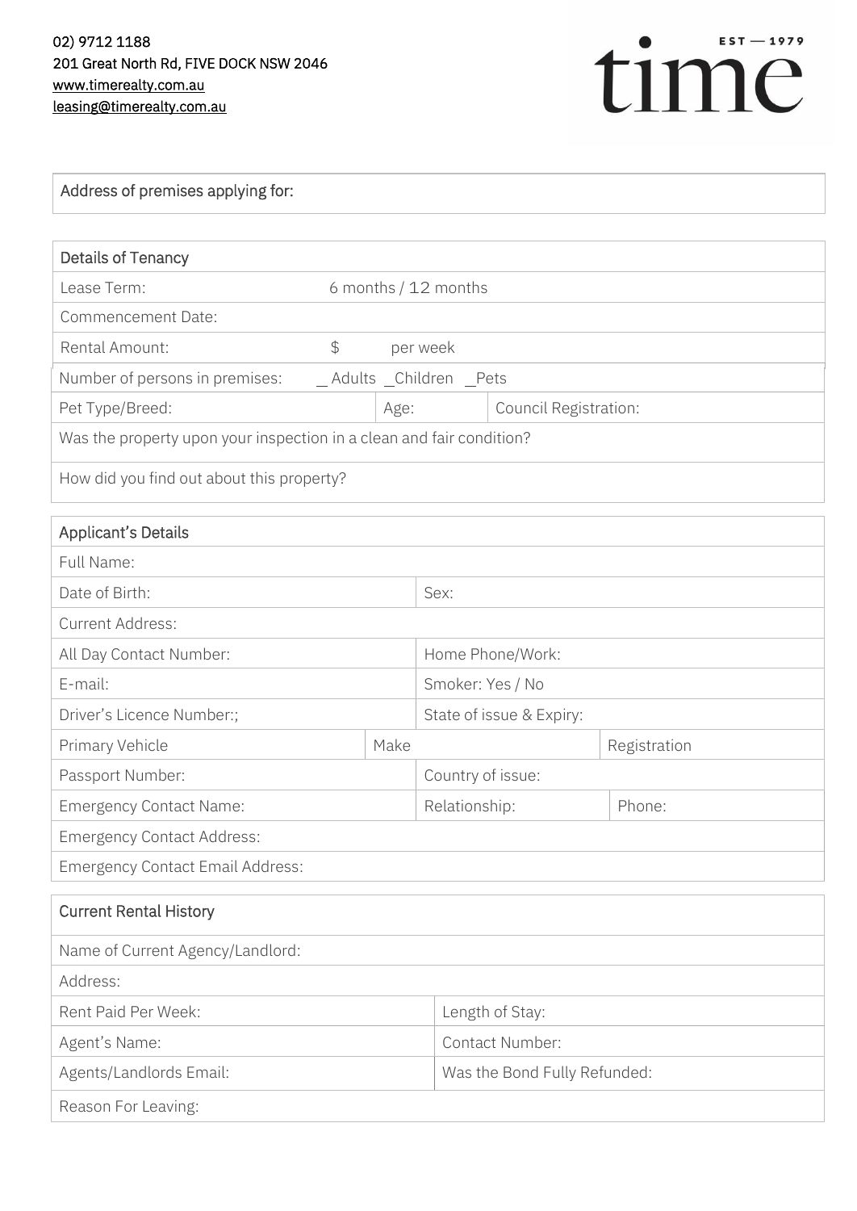02) 9712 1188
201 Great North Rd, FIVE DOCK NSW 2046
www.timerealty.com.au
leasing@timerealty.com.au

time EST — 1979

| Address of premises applying for: |
|---|

| Details of Tenancy | | | |
|---|---|---|---|
| Lease Term: | 6 months / 12 months | | |
| Commencement Date: | | | |
| Rental Amount: | $ per week | | |
| Number of persons in premises: | _ Adults _Children _Pets | | |
| Pet Type/Breed: | | Age: | Council Registration: |
| Was the property upon your inspection in a clean and fair condition? | | | |
| How did you find out about this property? | | | |

| Applicant's Details | | | |
|---|---|---|---|
| Full Name: | | | |
| Date of Birth: | | Sex: | |
| Current Address: | | | |
| All Day Contact Number: | | Home Phone/Work: | |
| E-mail: | | Smoker: Yes / No | |
| Driver's Licence Number:; | | State of issue & Expiry: | |
| Primary Vehicle | Make | | Registration |
| Passport Number: | | Country of issue: | |
| Emergency Contact Name: | | Relationship: | Phone: |
| Emergency Contact Address: | | | |
| Emergency Contact Email Address: | | | |

| Current Rental History | |
|---|---|
| Name of Current Agency/Landlord: | |
| Address: | |
| Rent Paid Per Week: | Length of Stay: |
| Agent's Name: | Contact Number: |
| Agents/Landlords Email: | Was the Bond Fully Refunded: |
| Reason For Leaving: | |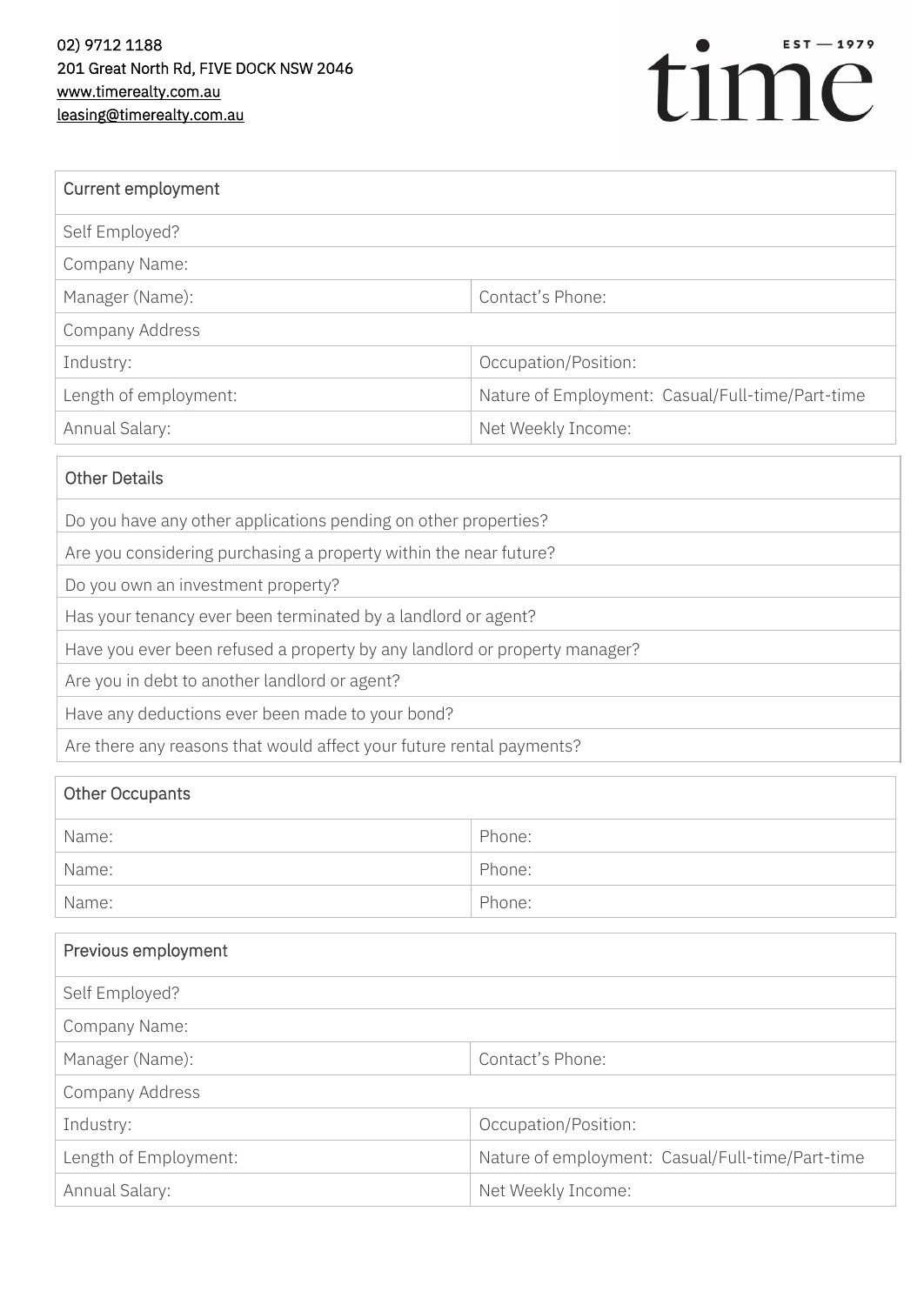02) 9712 1188
201 Great North Rd, FIVE DOCK NSW 2046
www.timerealty.com.au
leasing@timerealty.com.au

EST — 1979
time

| Current employment | |
|---|---|
| Self Employed? | |
| Company Name: | |
| Manager (Name): | Contact's Phone: |
| Company Address | |
| Industry: | Occupation/Position: |
| Length of employment: | Nature of Employment: Casual/Full-time/Part-time |
| Annual Salary: | Net Weekly Income: |

| Other Details |
|---|
| Do you have any other applications pending on other properties? |
| Are you considering purchasing a property within the near future? |
| Do you own an investment property? |
| Has your tenancy ever been terminated by a landlord or agent? |
| Have you ever been refused a property by any landlord or property manager? |
| Are you in debt to another landlord or agent? |
| Have any deductions ever been made to your bond? |
| Are there any reasons that would affect your future rental payments? |

| Other Occupants | |
|---|---|
| Name: | Phone: |
| Name: | Phone: |
| Name: | Phone: |

| Previous employment | |
|---|---|
| Self Employed? | |
| Company Name: | |
| Manager (Name): | Contact's Phone: |
| Company Address | |
| Industry: | Occupation/Position: |
| Length of Employment: | Nature of employment: Casual/Full-time/Part-time |
| Annual Salary: | Net Weekly Income: |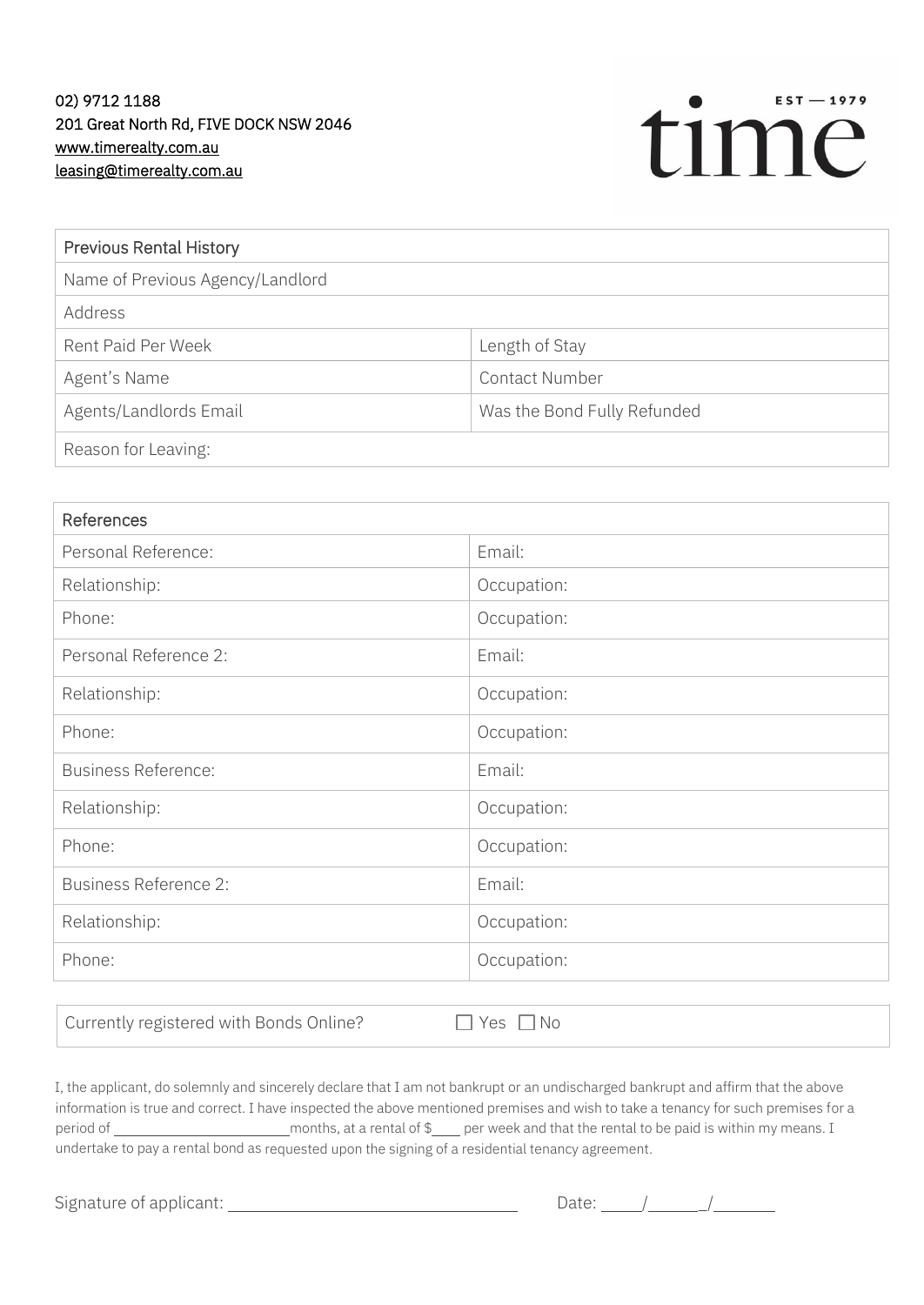02) 9712 1188
201 Great North Rd, FIVE DOCK NSW 2046
www.timerealty.com.au
leasing@timerealty.com.au

time EST — 1979

| Previous Rental History | |
|---|---|
| Name of Previous Agency/Landlord | |
| Address | |
| Rent Paid Per Week | Length of Stay |
| Agent's Name | Contact Number |
| Agents/Landlords Email | Was the Bond Fully Refunded |
| Reason for Leaving: | |

| References | |
|---|---|
| Personal Reference: | Email: |
| Relationship: | Occupation: |
| Phone: | Occupation: |
| Personal Reference 2: | Email: |
| Relationship: | Occupation: |
| Phone: | Occupation: |
| Business Reference: | Email: |
| Relationship: | Occupation: |
| Phone: | Occupation: |
| Business Reference 2: | Email: |
| Relationship: | Occupation: |
| Phone: | Occupation: |

Currently registered with Bonds Online? ☐ Yes ☐ No

I, the applicant, do solemnly and sincerely declare that I am not bankrupt or an undischarged bankrupt and affirm that the above information is true and correct. I have inspected the above mentioned premises and wish to take a tenancy for such premises for a period of ______________________months, at a rental of $____ per week and that the rental to be paid is within my means. I undertake to pay a rental bond as requested upon the signing of a residential tenancy agreement.

Signature of applicant: ______________________________ Date: ____/_____/______